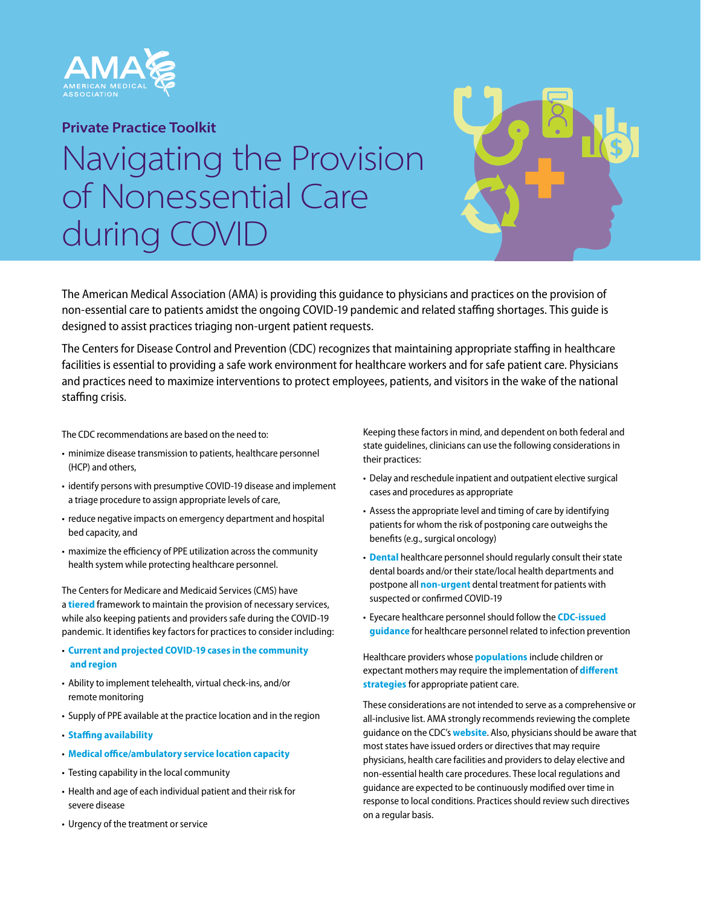AMERICAN MEDICAL ASSOCIATION

**Private Practice Toolkit**

# Navigating the Provision of Nonessential Care during COVID

The American Medical Association (AMA) is providing this guidance to physicians and practices on the provision of non-essential care to patients amidst the ongoing COVID-19 pandemic and related staffing shortages. This guide is designed to assist practices triaging non-urgent patient requests.

The Centers for Disease Control and Prevention (CDC) recognizes that maintaining appropriate staffing in healthcare facilities is essential to providing a safe work environment for healthcare workers and for safe patient care. Physicians and practices need to maximize interventions to protect employees, patients, and visitors in the wake of the national staffing crisis.

The CDC recommendations are based on the need to:

- minimize disease transmission to patients, healthcare personnel (HCP) and others,
- identify persons with presumptive COVID-19 disease and implement a triage procedure to assign appropriate levels of care,
- reduce negative impacts on emergency department and hospital bed capacity, and
- maximize the efficiency of PPE utilization across the community health system while protecting healthcare personnel.

The Centers for Medicare and Medicaid Services (CMS) have a **tiered** framework to maintain the provision of necessary services, while also keeping patients and providers safe during the COVID-19 pandemic. It identifies key factors for practices to consider including:

- **Current and projected COVID-19 cases in the community and region**
- Ability to implement telehealth, virtual check-ins, and/or remote monitoring
- Supply of PPE available at the practice location and in the region
- **Staffing availability**
- **Medical office/ambulatory service location capacity**
- Testing capability in the local community
- Health and age of each individual patient and their risk for severe disease
- Urgency of the treatment or service

Keeping these factors in mind, and dependent on both federal and state guidelines, clinicians can use the following considerations in their practices:

- Delay and reschedule inpatient and outpatient elective surgical cases and procedures as appropriate
- Assess the appropriate level and timing of care by identifying patients for whom the risk of postponing care outweighs the benefits (e.g., surgical oncology)
- **Dental** healthcare personnel should regularly consult their state dental boards and/or their state/local health departments and postpone all **non-urgent** dental treatment for patients with suspected or confirmed COVID-19
- Eyecare healthcare personnel should follow the **CDC-issued guidance** for healthcare personnel related to infection prevention

Healthcare providers whose **populations** include children or expectant mothers may require the implementation of **different strategies** for appropriate patient care.

These considerations are not intended to serve as a comprehensive or all-inclusive list. AMA strongly recommends reviewing the complete guidance on the CDC's **website**. Also, physicians should be aware that most states have issued orders or directives that may require physicians, health care facilities and providers to delay elective and non-essential health care procedures. These local regulations and guidance are expected to be continuously modified over time in response to local conditions. Practices should review such directives on a regular basis.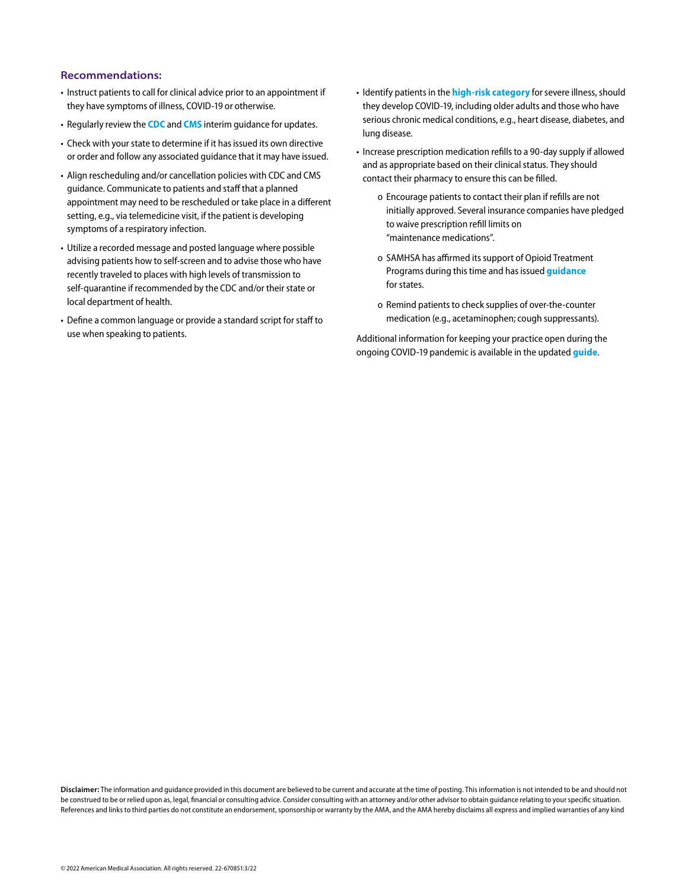## Recommendations:

- Instruct patients to call for clinical advice prior to an appointment if they have symptoms of illness, COVID-19 or otherwise.
- Regularly review the **CDC** and **CMS** interim guidance for updates.
- Check with your state to determine if it has issued its own directive or order and follow any associated guidance that it may have issued.
- Align rescheduling and/or cancellation policies with CDC and CMS guidance. Communicate to patients and staff that a planned appointment may need to be rescheduled or take place in a different setting, e.g., via telemedicine visit, if the patient is developing symptoms of a respiratory infection.
- Utilize a recorded message and posted language where possible advising patients how to self-screen and to advise those who have recently traveled to places with high levels of transmission to self-quarantine if recommended by the CDC and/or their state or local department of health.
- Define a common language or provide a standard script for staff to use when speaking to patients.
- Identify patients in the **high-risk category** for severe illness, should they develop COVID-19, including older adults and those who have serious chronic medical conditions, e.g., heart disease, diabetes, and lung disease.
- Increase prescription medication refills to a 90-day supply if allowed and as appropriate based on their clinical status. They should contact their pharmacy to ensure this can be filled.
  - Encourage patients to contact their plan if refills are not initially approved. Several insurance companies have pledged to waive prescription refill limits on "maintenance medications".
  - SAMHSA has affirmed its support of Opioid Treatment Programs during this time and has issued **guidance** for states.
  - Remind patients to check supplies of over-the-counter medication (e.g., acetaminophen; cough suppressants).

Additional information for keeping your practice open during the ongoing COVID-19 pandemic is available in the updated **guide**.

**Disclaimer:** The information and guidance provided in this document are believed to be current and accurate at the time of posting. This information is not intended to be and should not be construed to be or relied upon as, legal, financial or consulting advice. Consider consulting with an attorney and/or other advisor to obtain guidance relating to your specific situation. References and links to third parties do not constitute an endorsement, sponsorship or warranty by the AMA, and the AMA hereby disclaims all express and implied warranties of any kind

© 2022 American Medical Association. All rights reserved. 22-670851:3/22